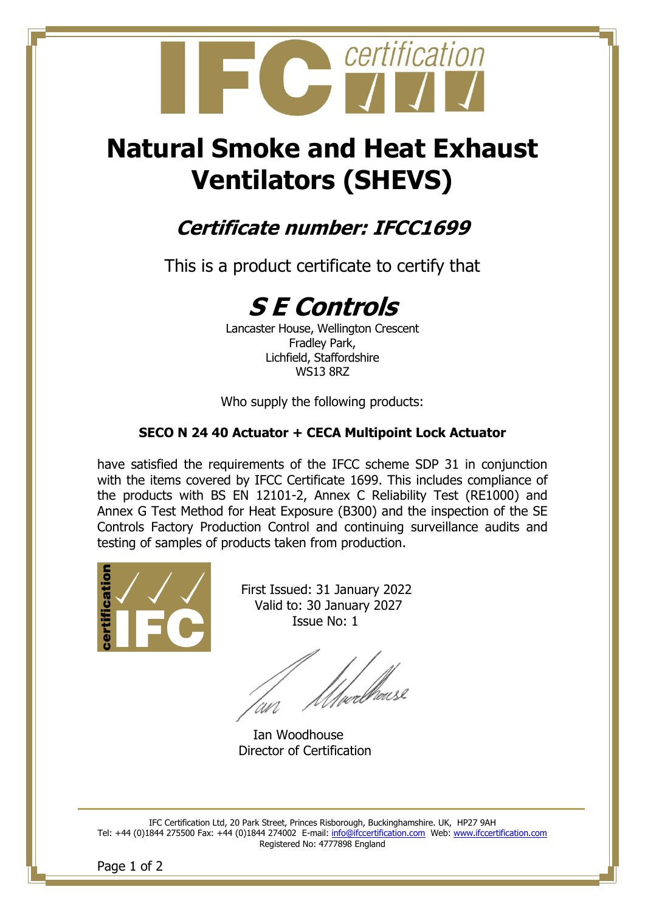# Natural Smoke and Heat Exhaust Ventilators (SHEVS)

## *Certificate number: IFCC1699*

This is a product certificate to certify that

# *S E Controls*

Lancaster House, Wellington Crescent
Fradley Park,
Lichfield, Staffordshire
WS13 8RZ

Who supply the following products:

**SECO N 24 40 Actuator + CECA Multipoint Lock Actuator**

have satisfied the requirements of the IFCC scheme SDP 31 in conjunction with the items covered by IFCC Certificate 1699. This includes compliance of the products with BS EN 12101-2, Annex C Reliability Test (RE1000) and Annex G Test Method for Heat Exposure (B300) and the inspection of the SE Controls Factory Production Control and continuing surveillance audits and testing of samples of products taken from production.

First Issued: 31 January 2022
Valid to: 30 January 2027
Issue No: 1

Ian Woodhouse
Director of Certification

IFC Certification Ltd, 20 Park Street, Princes Risborough, Buckinghamshire. UK, HP27 9AH
Tel: +44 (0)1844 275500 Fax: +44 (0)1844 274002 E-mail: info@ifccertification.com Web: www.ifccertification.com
Registered No: 4777898 England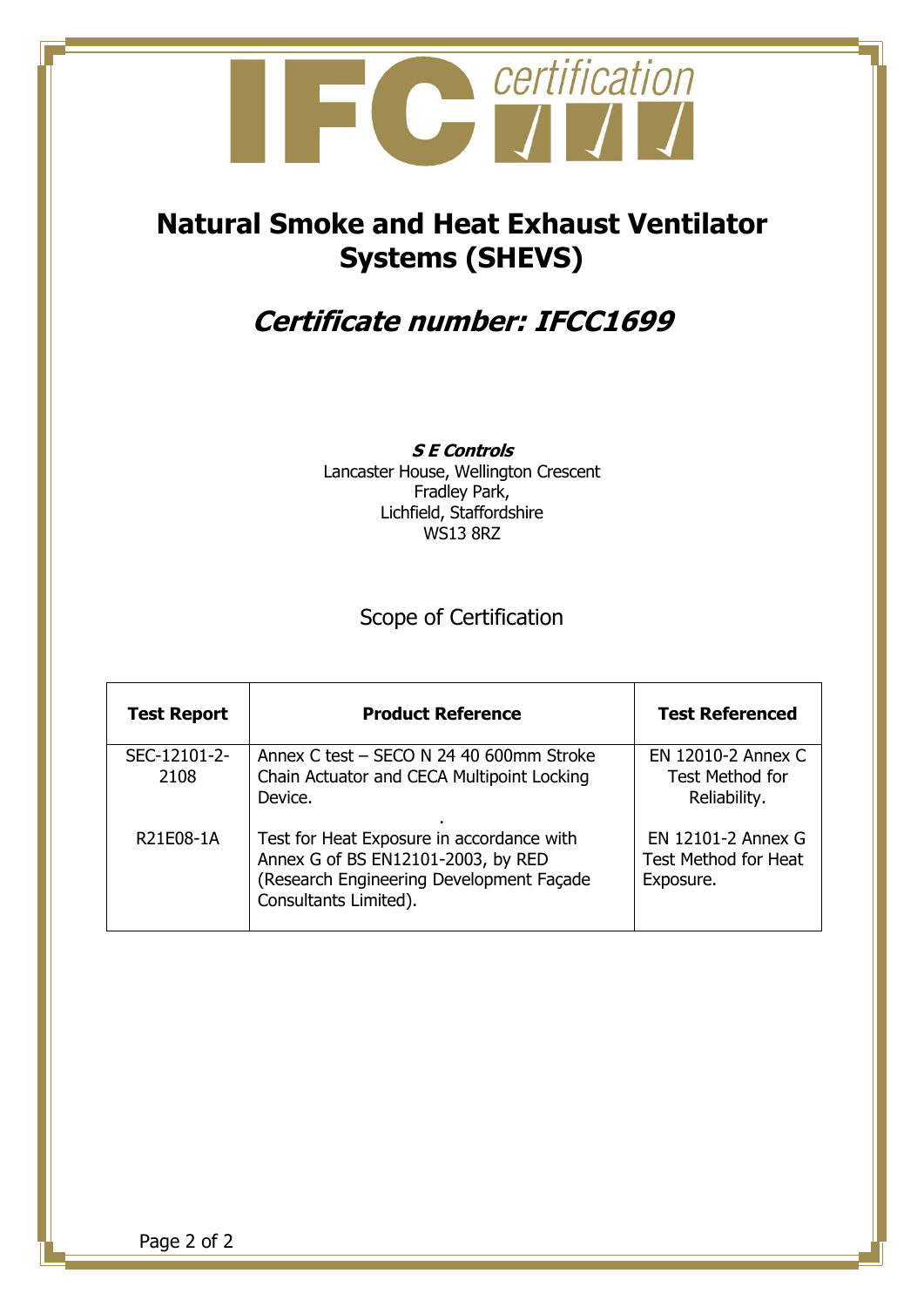IFC certification

# Natural Smoke and Heat Exhaust Ventilator Systems (SHEVS)

## *Certificate number: IFCC1699*

***S E Controls***
Lancaster House, Wellington Crescent
Fradley Park,
Lichfield, Staffordshire
WS13 8RZ

Scope of Certification

| Test Report | Product Reference | Test Referenced |
| --- | --- | --- |
| SEC-12101-2-2108 | Annex C test – SECO N 24 40 600mm Stroke Chain Actuator and CECA Multipoint Locking Device. | EN 12010-2 Annex C Test Method for Reliability. |
| R21E08-1A | Test for Heat Exposure in accordance with Annex G of BS EN12101-2003, by RED (Research Engineering Development Façade Consultants Limited). | EN 12101-2 Annex G Test Method for Heat Exposure. |